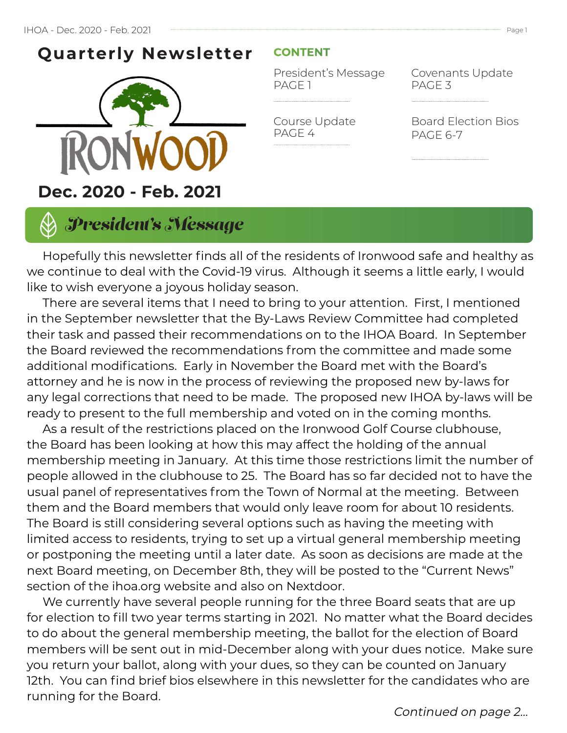# Quarterly Newsletter

IRONWOOD

**Dec. 2020 - Feb. 2021**

## CONTENT

- President's Message PAGE 1
- Covenants Update PAGE 3
- Course Update PAGE 4
- Board Election Bios PAGE 6-7

## *President's Message*

Hopefully this newsletter finds all of the residents of Ironwood safe and healthy as we continue to deal with the Covid-19 virus. Although it seems a little early, I would like to wish everyone a joyous holiday season.

There are several items that I need to bring to your attention. First, I mentioned in the September newsletter that the By-Laws Review Committee had completed their task and passed their recommendations on to the IHOA Board. In September the Board reviewed the recommendations from the committee and made some additional modifications. Early in November the Board met with the Board's attorney and he is now in the process of reviewing the proposed new by-laws for any legal corrections that need to be made. The proposed new IHOA by-laws will be ready to present to the full membership and voted on in the coming months.

As a result of the restrictions placed on the Ironwood Golf Course clubhouse, the Board has been looking at how this may affect the holding of the annual membership meeting in January. At this time those restrictions limit the number of people allowed in the clubhouse to 25. The Board has so far decided not to have the usual panel of representatives from the Town of Normal at the meeting. Between them and the Board members that would only leave room for about 10 residents. The Board is still considering several options such as having the meeting with limited access to residents, trying to set up a virtual general membership meeting or postponing the meeting until a later date. As soon as decisions are made at the next Board meeting, on December 8th, they will be posted to the "Current News" section of the ihoa.org website and also on Nextdoor.

We currently have several people running for the three Board seats that are up for election to fill two year terms starting in 2021. No matter what the Board decides to do about the general membership meeting, the ballot for the election of Board members will be sent out in mid-December along with your dues notice. Make sure you return your ballot, along with your dues, so they can be counted on January 12th. You can find brief bios elsewhere in this newsletter for the candidates who are running for the Board.

*Continued on page 2...*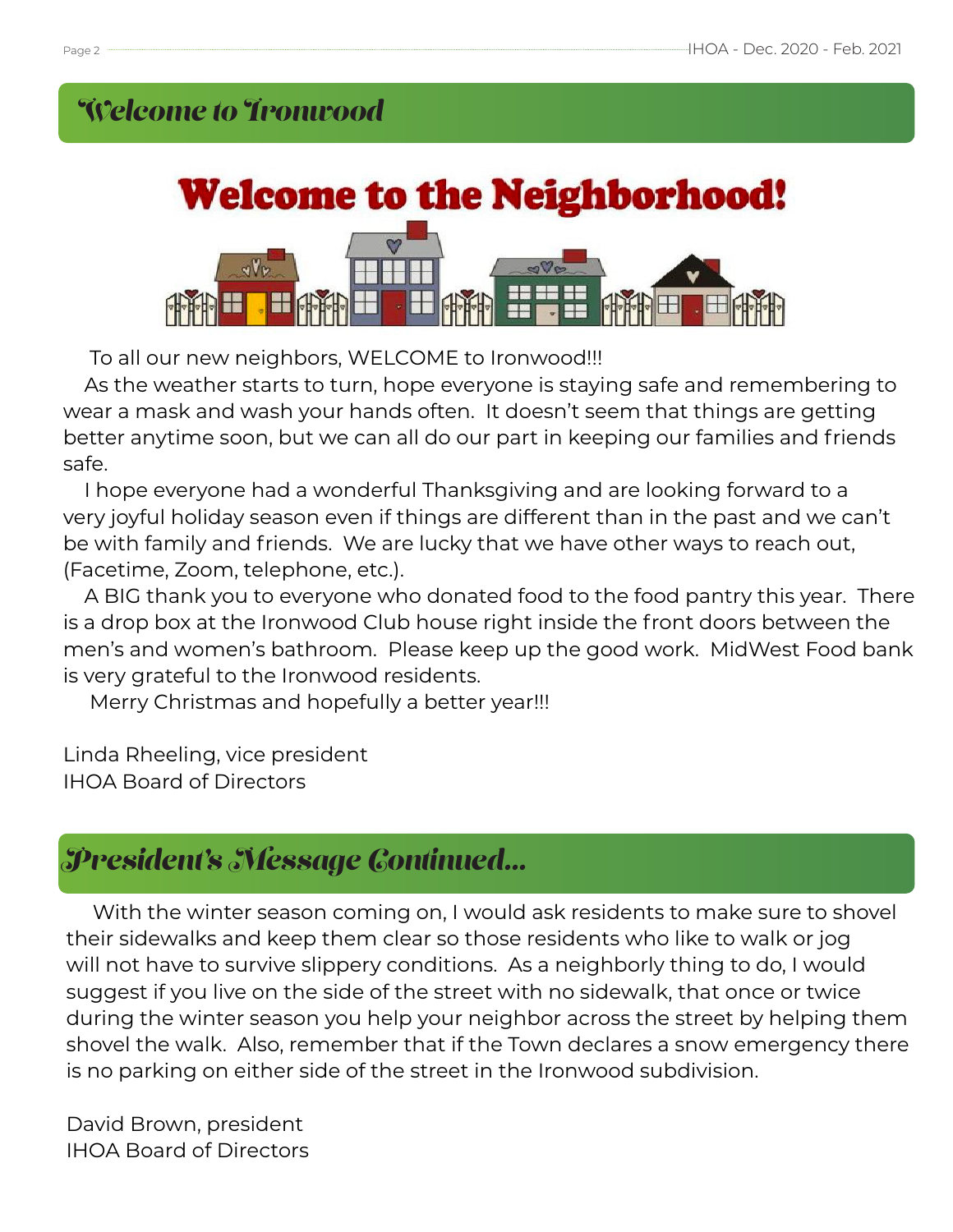## Welcome to Ironwood

**Welcome to the Neighborhood!**

To all our new neighbors, WELCOME to Ironwood!!!

As the weather starts to turn, hope everyone is staying safe and remembering to wear a mask and wash your hands often. It doesn't seem that things are getting better anytime soon, but we can all do our part in keeping our families and friends safe.

I hope everyone had a wonderful Thanksgiving and are looking forward to a very joyful holiday season even if things are different than in the past and we can't be with family and friends. We are lucky that we have other ways to reach out, (Facetime, Zoom, telephone, etc.).

A BIG thank you to everyone who donated food to the food pantry this year. There is a drop box at the Ironwood Club house right inside the front doors between the men's and women's bathroom. Please keep up the good work. MidWest Food bank is very grateful to the Ironwood residents.

Merry Christmas and hopefully a better year!!!

Linda Rheeling, vice president
IHOA Board of Directors

## President's Message Continued...

With the winter season coming on, I would ask residents to make sure to shovel their sidewalks and keep them clear so those residents who like to walk or jog will not have to survive slippery conditions. As a neighborly thing to do, I would suggest if you live on the side of the street with no sidewalk, that once or twice during the winter season you help your neighbor across the street by helping them shovel the walk. Also, remember that if the Town declares a snow emergency there is no parking on either side of the street in the Ironwood subdivision.

David Brown, president
IHOA Board of Directors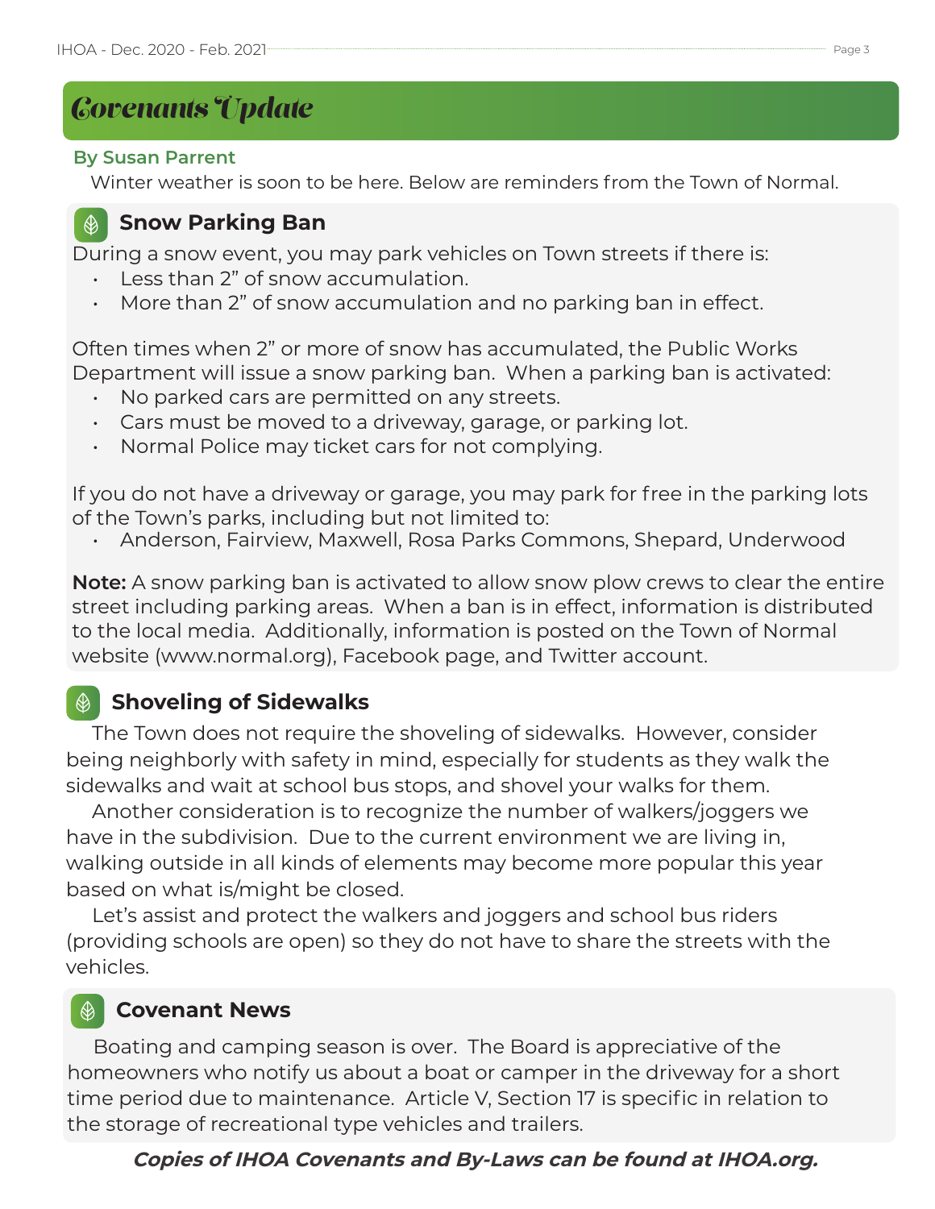# Covenants Update

**By Susan Parrent**

Winter weather is soon to be here. Below are reminders from the Town of Normal.

## Snow Parking Ban

During a snow event, you may park vehicles on Town streets if there is:

- Less than 2" of snow accumulation.
- More than 2" of snow accumulation and no parking ban in effect.

Often times when 2" or more of snow has accumulated, the Public Works Department will issue a snow parking ban. When a parking ban is activated:

- No parked cars are permitted on any streets.
- Cars must be moved to a driveway, garage, or parking lot.
- Normal Police may ticket cars for not complying.

If you do not have a driveway or garage, you may park for free in the parking lots of the Town's parks, including but not limited to:

- Anderson, Fairview, Maxwell, Rosa Parks Commons, Shepard, Underwood

**Note:** A snow parking ban is activated to allow snow plow crews to clear the entire street including parking areas. When a ban is in effect, information is distributed to the local media. Additionally, information is posted on the Town of Normal website (www.normal.org), Facebook page, and Twitter account.

## Shoveling of Sidewalks

The Town does not require the shoveling of sidewalks. However, consider being neighborly with safety in mind, especially for students as they walk the sidewalks and wait at school bus stops, and shovel your walks for them.

Another consideration is to recognize the number of walkers/joggers we have in the subdivision. Due to the current environment we are living in, walking outside in all kinds of elements may become more popular this year based on what is/might be closed.

Let's assist and protect the walkers and joggers and school bus riders (providing schools are open) so they do not have to share the streets with the vehicles.

## Covenant News

Boating and camping season is over. The Board is appreciative of the homeowners who notify us about a boat or camper in the driveway for a short time period due to maintenance. Article V, Section 17 is specific in relation to the storage of recreational type vehicles and trailers.

***Copies of IHOA Covenants and By-Laws can be found at IHOA.org.***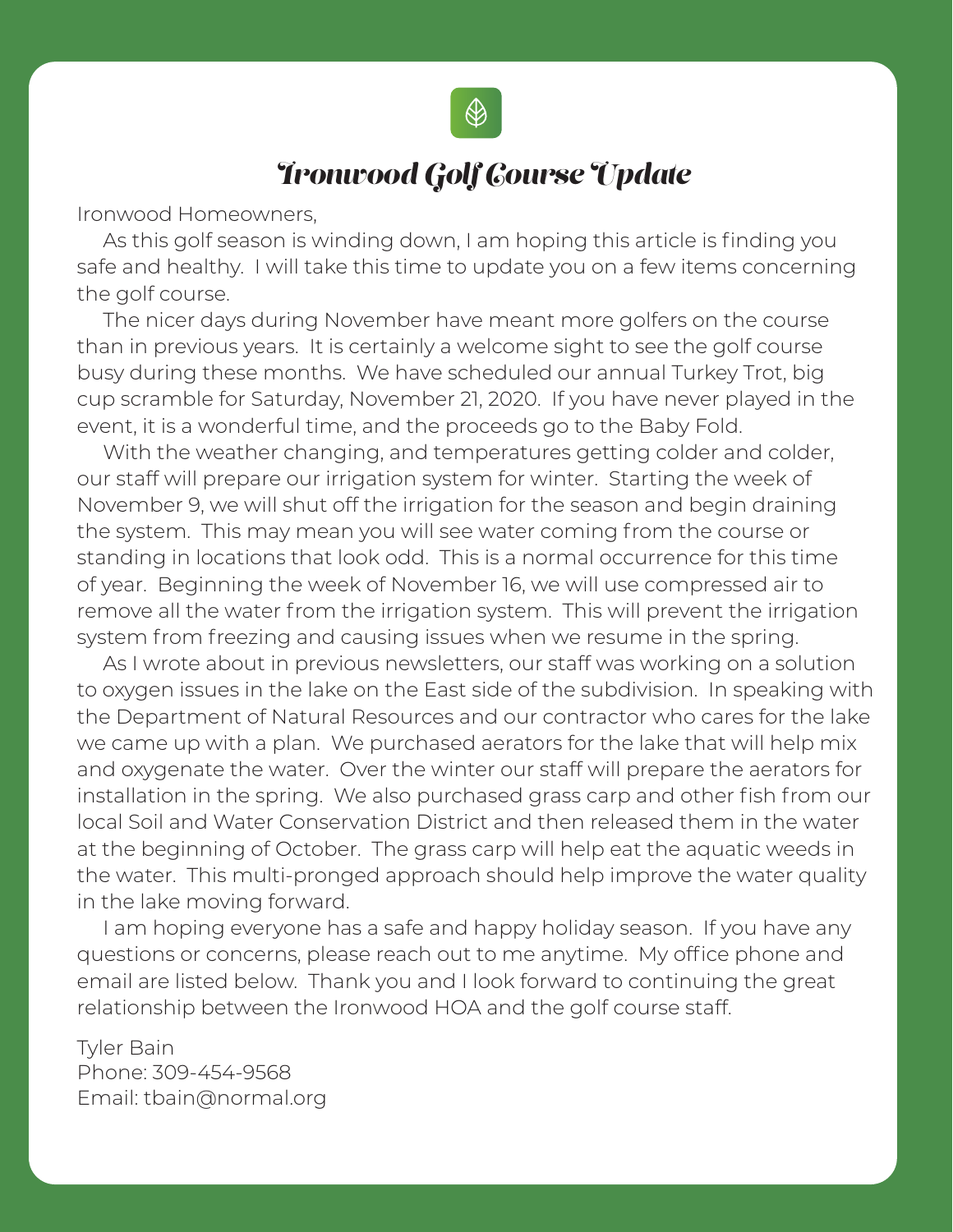# Ironwood Golf Course Update

Ironwood Homeowners,

As this golf season is winding down, I am hoping this article is finding you safe and healthy. I will take this time to update you on a few items concerning the golf course.

The nicer days during November have meant more golfers on the course than in previous years. It is certainly a welcome sight to see the golf course busy during these months. We have scheduled our annual Turkey Trot, big cup scramble for Saturday, November 21, 2020. If you have never played in the event, it is a wonderful time, and the proceeds go to the Baby Fold.

With the weather changing, and temperatures getting colder and colder, our staff will prepare our irrigation system for winter. Starting the week of November 9, we will shut off the irrigation for the season and begin draining the system. This may mean you will see water coming from the course or standing in locations that look odd. This is a normal occurrence for this time of year. Beginning the week of November 16, we will use compressed air to remove all the water from the irrigation system. This will prevent the irrigation system from freezing and causing issues when we resume in the spring.

As I wrote about in previous newsletters, our staff was working on a solution to oxygen issues in the lake on the East side of the subdivision. In speaking with the Department of Natural Resources and our contractor who cares for the lake we came up with a plan. We purchased aerators for the lake that will help mix and oxygenate the water. Over the winter our staff will prepare the aerators for installation in the spring. We also purchased grass carp and other fish from our local Soil and Water Conservation District and then released them in the water at the beginning of October. The grass carp will help eat the aquatic weeds in the water. This multi-pronged approach should help improve the water quality in the lake moving forward.

I am hoping everyone has a safe and happy holiday season. If you have any questions or concerns, please reach out to me anytime. My office phone and email are listed below. Thank you and I look forward to continuing the great relationship between the Ironwood HOA and the golf course staff.

Tyler Bain
Phone: 309-454-9568
Email: tbain@normal.org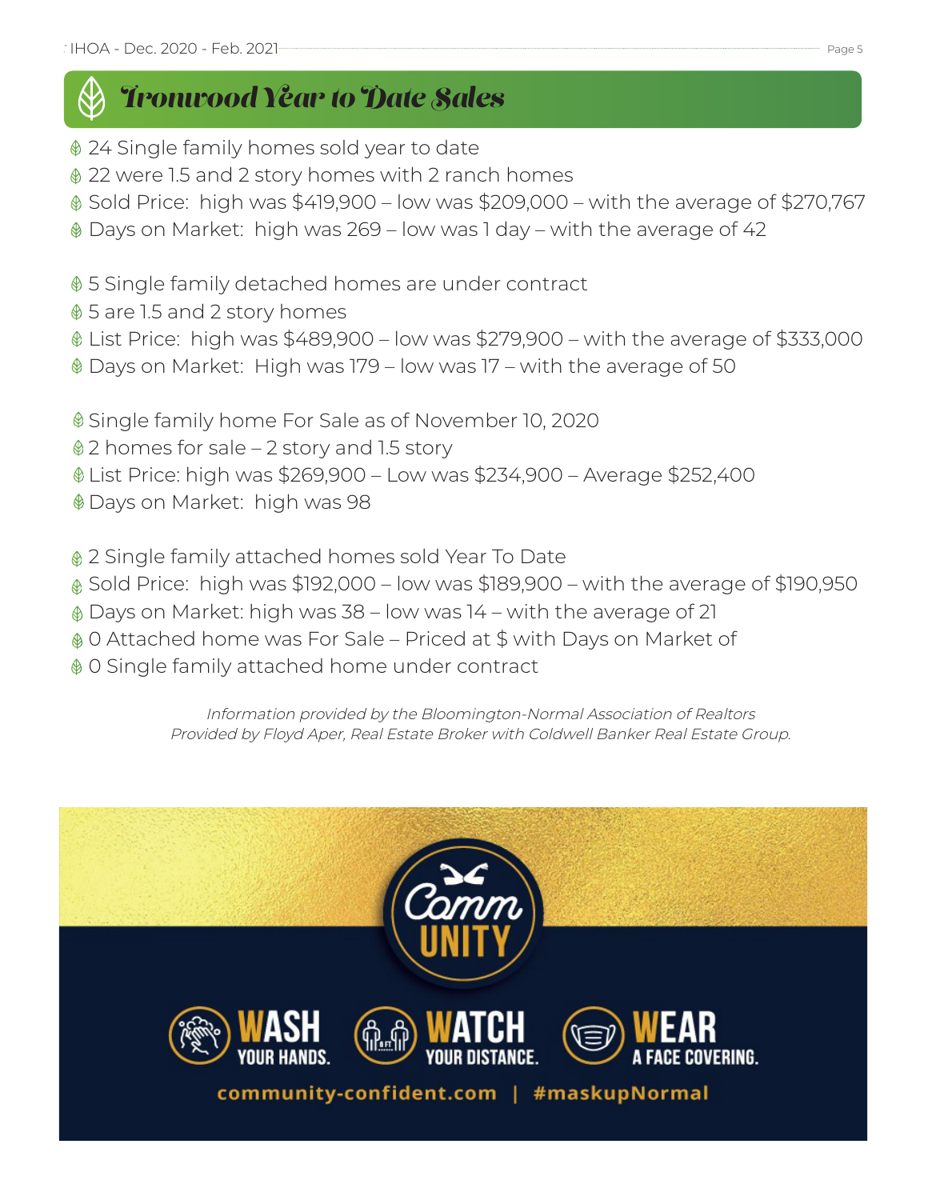## Ironwood Year to Date Sales

- 24 Single family homes sold year to date
- 22 were 1.5 and 2 story homes with 2 ranch homes
- Sold Price: high was $419,900 – low was $209,000 – with the average of $270,767
- Days on Market: high was 269 – low was 1 day – with the average of 42

- 5 Single family detached homes are under contract
- 5 are 1.5 and 2 story homes
- List Price: high was $489,900 – low was $279,900 – with the average of $333,000
- Days on Market: High was 179 – low was 17 – with the average of 50

- Single family home For Sale as of November 10, 2020
- 2 homes for sale – 2 story and 1.5 story
- List Price: high was $269,900 – Low was $234,900 – Average $252,400
- Days on Market: high was 98

- 2 Single family attached homes sold Year To Date
- Sold Price: high was $192,000 – low was $189,900 – with the average of $190,950
- Days on Market: high was 38 – low was 14 – with the average of 21
- 0 Attached home was For Sale – Priced at $ with Days on Market of
- 0 Single family attached home under contract

*Information provided by the Bloomington-Normal Association of Realtors*
*Provided by Floyd Aper, Real Estate Broker with Coldwell Banker Real Estate Group.*

Comm UNITY

**WASH** YOUR HANDS. **WATCH** YOUR DISTANCE. **WEAR** A FACE COVERING.

community-confident.com | #maskupNormal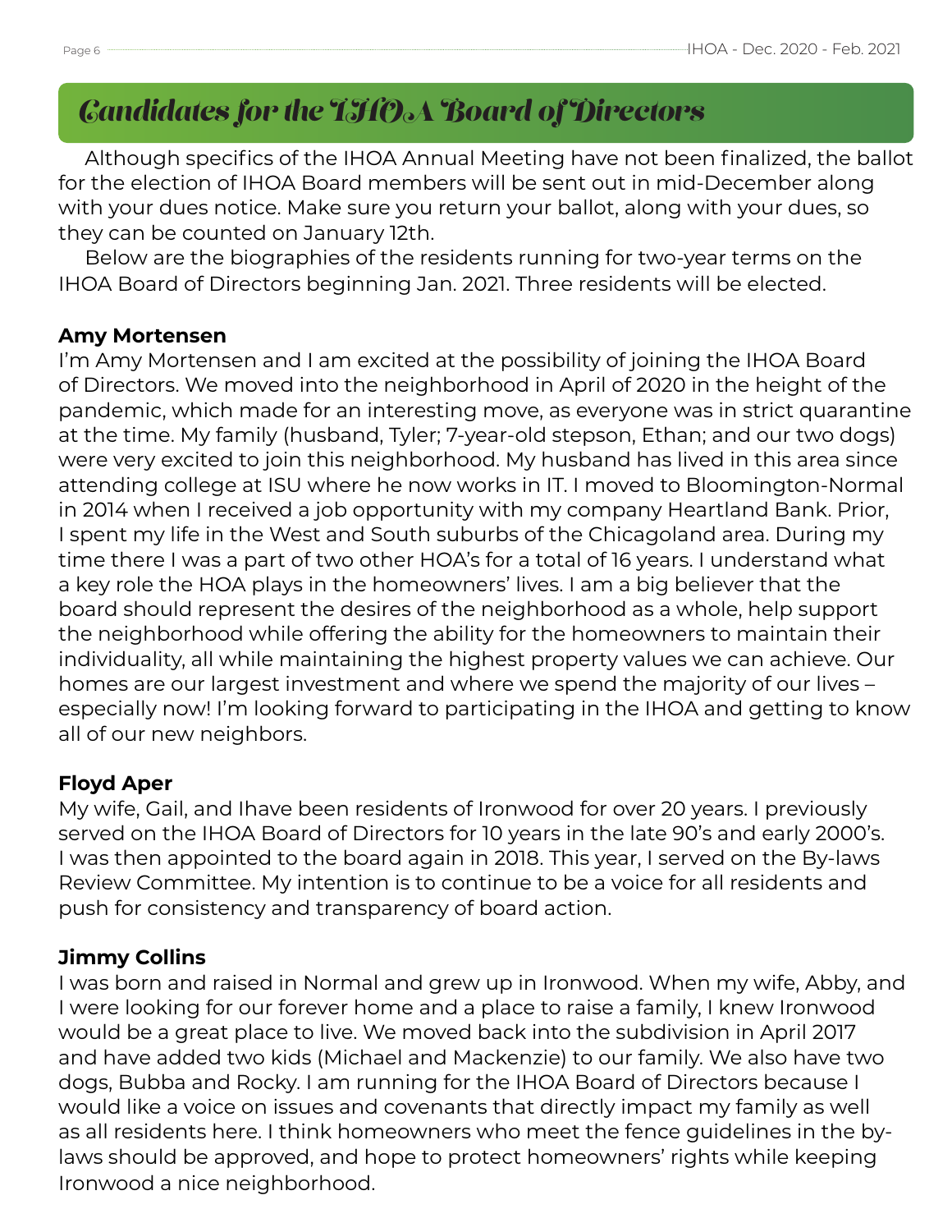# Candidates for the IHOA Board of Directors

Although specifics of the IHOA Annual Meeting have not been finalized, the ballot for the election of IHOA Board members will be sent out in mid-December along with your dues notice. Make sure you return your ballot, along with your dues, so they can be counted on January 12th.

Below are the biographies of the residents running for two-year terms on the IHOA Board of Directors beginning Jan. 2021. Three residents will be elected.

**Amy Mortensen**

I'm Amy Mortensen and I am excited at the possibility of joining the IHOA Board of Directors. We moved into the neighborhood in April of 2020 in the height of the pandemic, which made for an interesting move, as everyone was in strict quarantine at the time. My family (husband, Tyler; 7-year-old stepson, Ethan; and our two dogs) were very excited to join this neighborhood. My husband has lived in this area since attending college at ISU where he now works in IT. I moved to Bloomington-Normal in 2014 when I received a job opportunity with my company Heartland Bank. Prior, I spent my life in the West and South suburbs of the Chicagoland area. During my time there I was a part of two other HOA's for a total of 16 years. I understand what a key role the HOA plays in the homeowners' lives. I am a big believer that the board should represent the desires of the neighborhood as a whole, help support the neighborhood while offering the ability for the homeowners to maintain their individuality, all while maintaining the highest property values we can achieve. Our homes are our largest investment and where we spend the majority of our lives – especially now! I'm looking forward to participating in the IHOA and getting to know all of our new neighbors.

**Floyd Aper**

My wife, Gail, and Ihave been residents of Ironwood for over 20 years. I previously served on the IHOA Board of Directors for 10 years in the late 90's and early 2000's. I was then appointed to the board again in 2018. This year, I served on the By-laws Review Committee. My intention is to continue to be a voice for all residents and push for consistency and transparency of board action.

**Jimmy Collins**

I was born and raised in Normal and grew up in Ironwood. When my wife, Abby, and I were looking for our forever home and a place to raise a family, I knew Ironwood would be a great place to live. We moved back into the subdivision in April 2017 and have added two kids (Michael and Mackenzie) to our family. We also have two dogs, Bubba and Rocky. I am running for the IHOA Board of Directors because I would like a voice on issues and covenants that directly impact my family as well as all residents here. I think homeowners who meet the fence guidelines in the by-laws should be approved, and hope to protect homeowners' rights while keeping Ironwood a nice neighborhood.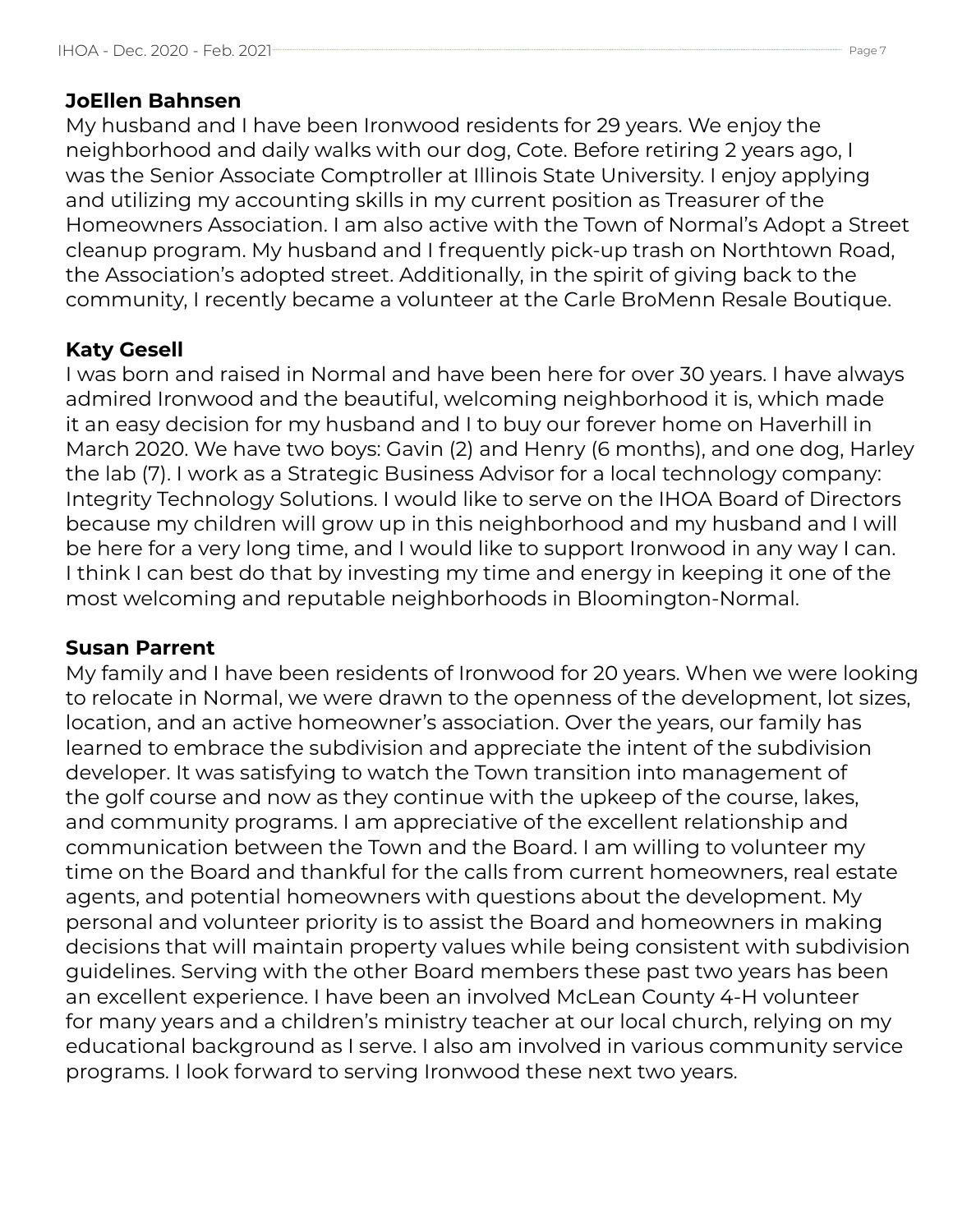**JoEllen Bahnsen**

My husband and I have been Ironwood residents for 29 years. We enjoy the neighborhood and daily walks with our dog, Cote. Before retiring 2 years ago, I was the Senior Associate Comptroller at Illinois State University. I enjoy applying and utilizing my accounting skills in my current position as Treasurer of the Homeowners Association. I am also active with the Town of Normal's Adopt a Street cleanup program. My husband and I frequently pick-up trash on Northtown Road, the Association's adopted street. Additionally, in the spirit of giving back to the community, I recently became a volunteer at the Carle BroMenn Resale Boutique.

**Katy Gesell**

I was born and raised in Normal and have been here for over 30 years. I have always admired Ironwood and the beautiful, welcoming neighborhood it is, which made it an easy decision for my husband and I to buy our forever home on Haverhill in March 2020. We have two boys: Gavin (2) and Henry (6 months), and one dog, Harley the lab (7). I work as a Strategic Business Advisor for a local technology company: Integrity Technology Solutions. I would like to serve on the IHOA Board of Directors because my children will grow up in this neighborhood and my husband and I will be here for a very long time, and I would like to support Ironwood in any way I can. I think I can best do that by investing my time and energy in keeping it one of the most welcoming and reputable neighborhoods in Bloomington-Normal.

**Susan Parrent**

My family and I have been residents of Ironwood for 20 years. When we were looking to relocate in Normal, we were drawn to the openness of the development, lot sizes, location, and an active homeowner's association. Over the years, our family has learned to embrace the subdivision and appreciate the intent of the subdivision developer. It was satisfying to watch the Town transition into management of the golf course and now as they continue with the upkeep of the course, lakes, and community programs. I am appreciative of the excellent relationship and communication between the Town and the Board. I am willing to volunteer my time on the Board and thankful for the calls from current homeowners, real estate agents, and potential homeowners with questions about the development. My personal and volunteer priority is to assist the Board and homeowners in making decisions that will maintain property values while being consistent with subdivision guidelines. Serving with the other Board members these past two years has been an excellent experience. I have been an involved McLean County 4-H volunteer for many years and a children's ministry teacher at our local church, relying on my educational background as I serve. I also am involved in various community service programs. I look forward to serving Ironwood these next two years.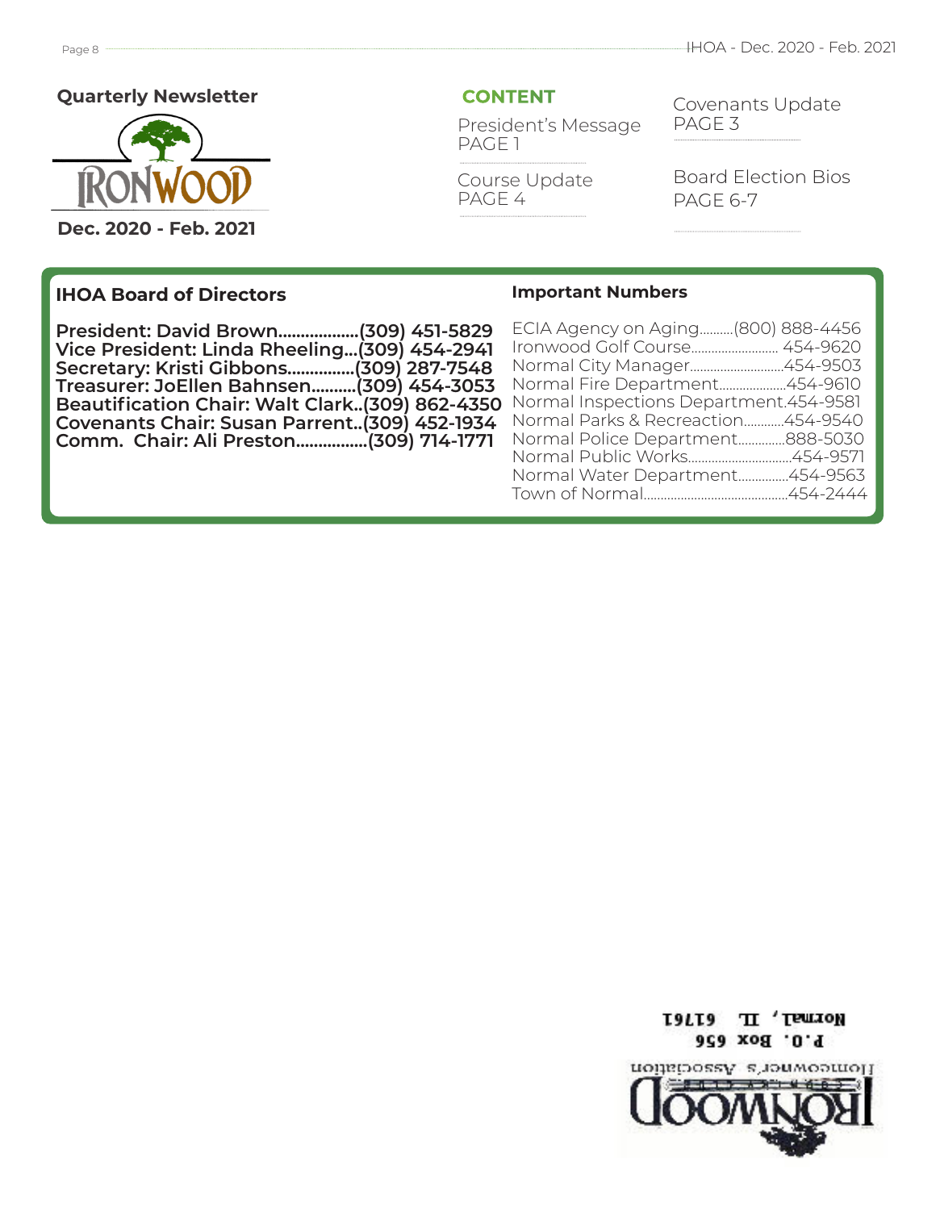**Quarterly Newsletter**

IRONWOOD

**Dec. 2020 - Feb. 2021**

## CONTENT

President's Message
PAGE 1

Course Update
PAGE 4

Covenants Update
PAGE 3

Board Election Bios
PAGE 6-7

## IHOA Board of Directors

**President: David Brown..................(309) 451-5829**
**Vice President: Linda Rheeling...(309) 454-2941**
**Secretary: Kristi Gibbons...............(309) 287-7548**
**Treasurer: JoEllen Bahnsen..........(309) 454-3053**
**Beautification Chair: Walt Clark..(309) 862-4350**
**Covenants Chair: Susan Parrent..(309) 452-1934**
**Comm. Chair: Ali Preston................(309) 714-1771**

## Important Numbers

ECIA Agency on Aging..........(800) 888-4456
Ironwood Golf Course.......................... 454-9620
Normal City Manager............................454-9503
Normal Fire Department....................454-9610
Normal Inspections Department.454-9581
Normal Parks & Recreaction............454-9540
Normal Police Department..............888-5030
Normal Public Works..............................454-9571
Normal Water Department...............454-9563
Town of Normal..........................................454-2444

IRONWOOD
Homeowner's Association
P.O. Box 656
Normal, IL 61761